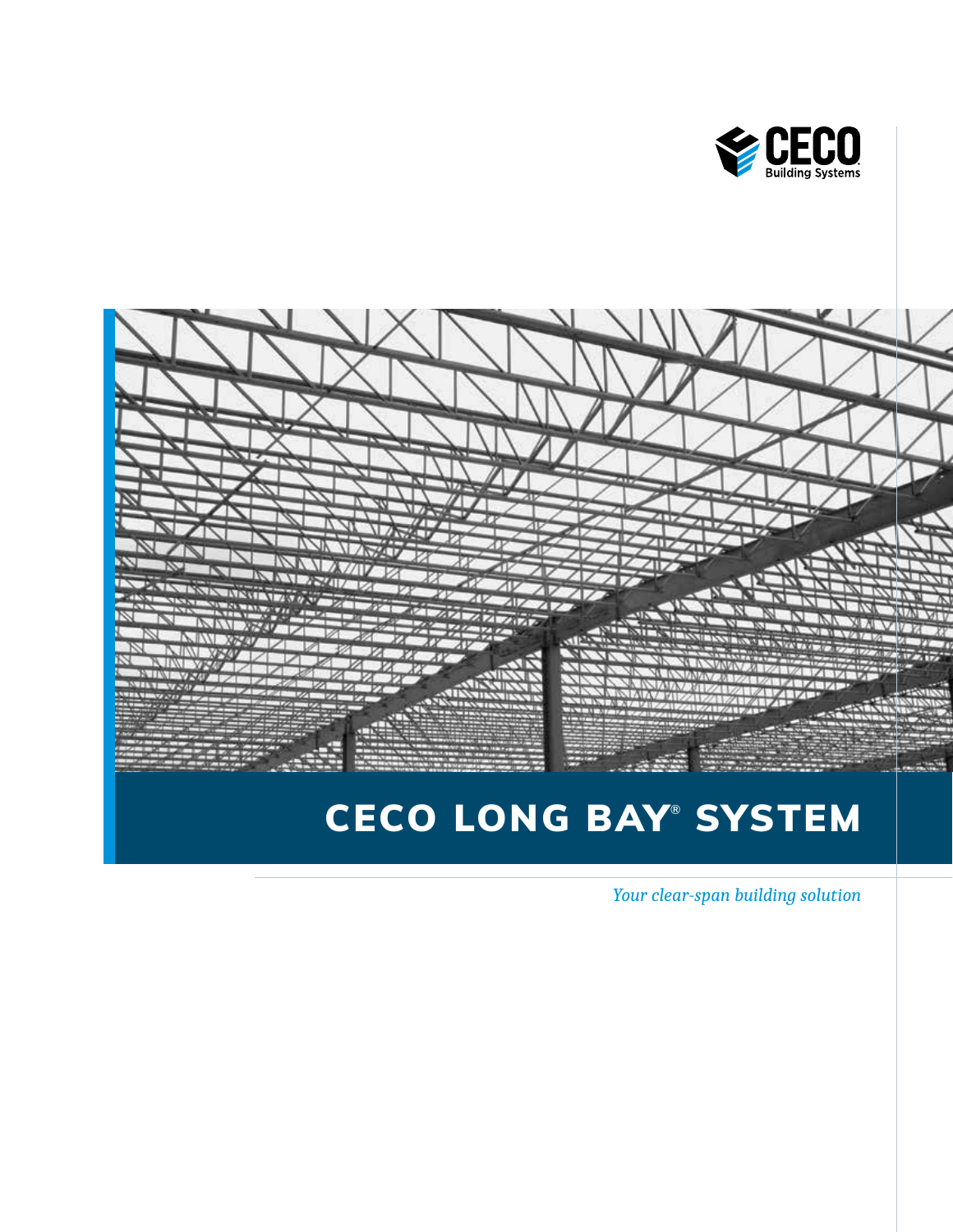CECO Building Systems

# CECO LONG BAY® SYSTEM

*Your clear-span building solution*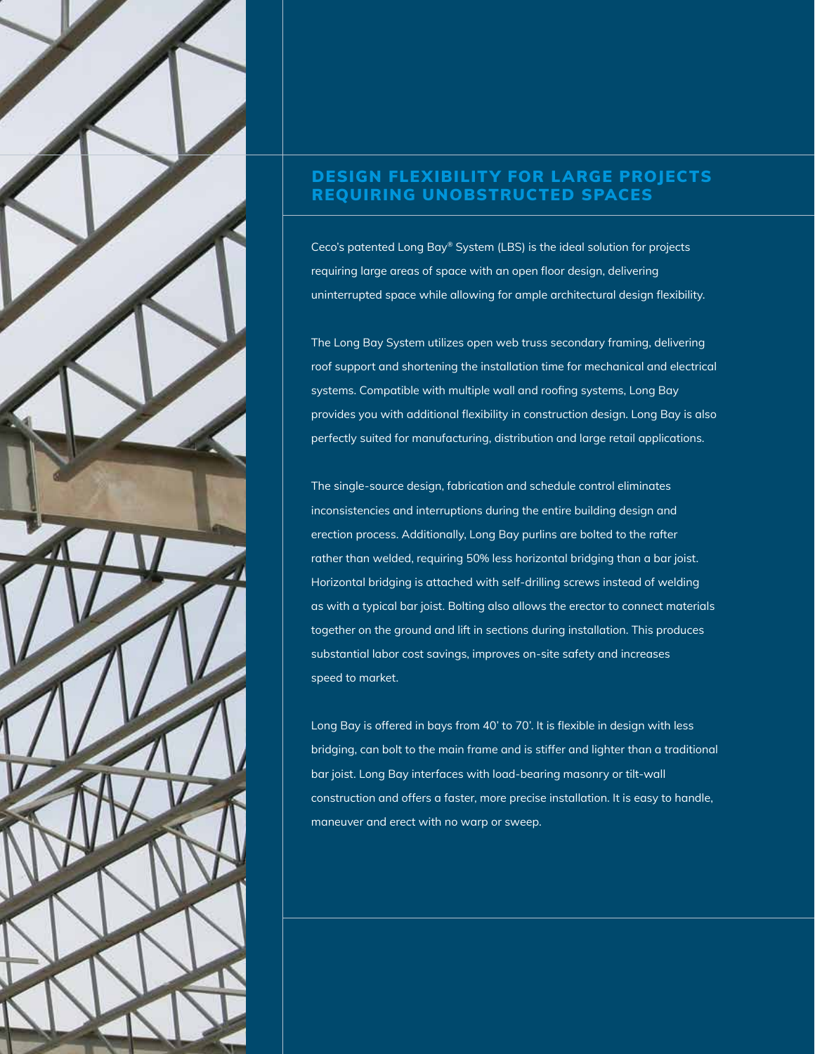## DESIGN FLEXIBILITY FOR LARGE PROJECTS REQUIRING UNOBSTRUCTED SPACES

Ceco's patented Long Bay® System (LBS) is the ideal solution for projects requiring large areas of space with an open floor design, delivering uninterrupted space while allowing for ample architectural design flexibility.

The Long Bay System utilizes open web truss secondary framing, delivering roof support and shortening the installation time for mechanical and electrical systems. Compatible with multiple wall and roofing systems, Long Bay provides you with additional flexibility in construction design. Long Bay is also perfectly suited for manufacturing, distribution and large retail applications.

The single-source design, fabrication and schedule control eliminates inconsistencies and interruptions during the entire building design and erection process. Additionally, Long Bay purlins are bolted to the rafter rather than welded, requiring 50% less horizontal bridging than a bar joist. Horizontal bridging is attached with self-drilling screws instead of welding as with a typical bar joist. Bolting also allows the erector to connect materials together on the ground and lift in sections during installation. This produces substantial labor cost savings, improves on-site safety and increases speed to market.

Long Bay is offered in bays from 40' to 70'. It is flexible in design with less bridging, can bolt to the main frame and is stiffer and lighter than a traditional bar joist. Long Bay interfaces with load-bearing masonry or tilt-wall construction and offers a faster, more precise installation. It is easy to handle, maneuver and erect with no warp or sweep.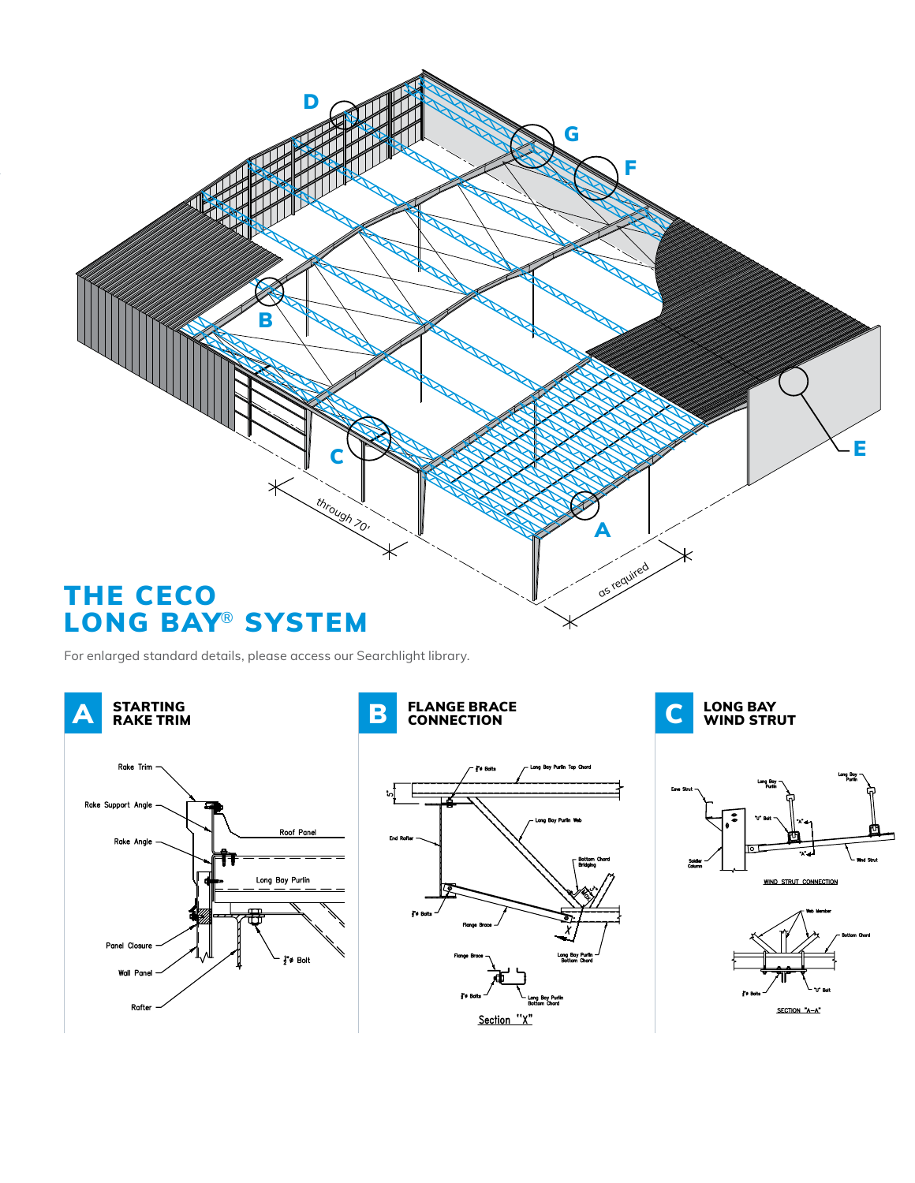# THE CECO LONG BAY® SYSTEM

For enlarged standard details, please access our Searchlight library.

## A STARTING RAKE TRIM

## B FLANGE BRACE CONNECTION

## C LONG BAY WIND STRUT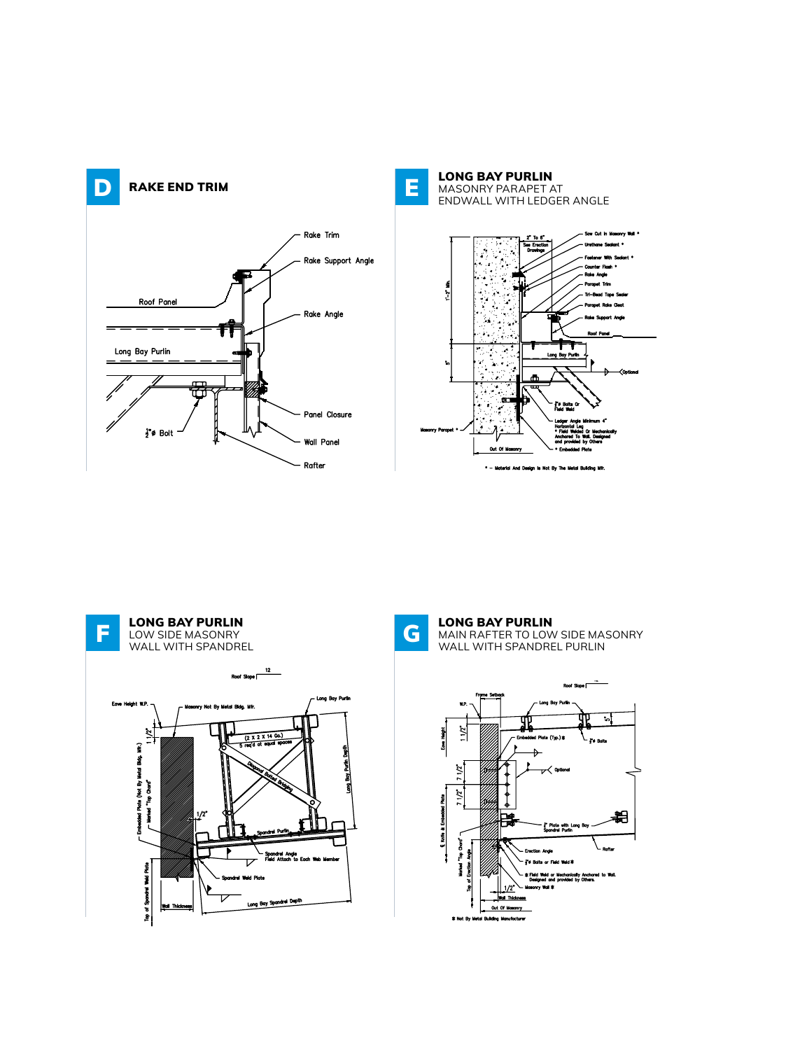## D RAKE END TRIM

Rake Trim

Rake Support Angle

Roof Panel

Rake Angle

Long Bay Purlin

$\frac{1}{2}$"ø Bolt

Panel Closure

Wall Panel

Rafter

## E LONG BAY PURLIN
MASONRY PARAPET AT ENDWALL WITH LEDGER ANGLE

2" To 6"

See Erection Drawings

1'-2" Min.

5"

Saw Cut In Masonry Wall *

Urethane Sealant *

Fastener With Sealant *

Counter Flash *

Rake Angle

Parapet Trim

Tri-Bead Tape Sealer

Parapet Rake Cleat

Rake Support Angle

Roof Panel

Long Bay Purlin

Optional

$\frac{1}{2}$"ø Bolts Or Field Weld

Ledger Angle Minimum 4" Horizontal Leg
* Field Welded Or Mechanically Anchored To Wall. Designed and provided by Others

* Embedded Plate

Masonry Parapet *

Out Of Masonry

* – Material And Design Is Not By The Metal Building Mfr.

## F LONG BAY PURLIN
LOW SIDE MASONRY WALL WITH SPANDREL

Roof Slope 12

Eave Height W.P.

Masonry Not By Metal Bldg. Mfr.

Long Bay Purlin

1 1/2"

(2 X 2 X 14 Ga.)
5 req'd at equal spaces

Diagonal Bolted Bridging

Long Bay Purlin Depth

Embedded Plate (Not By Metal Bldg. Mfr.)

Marked "Top Chord"

1/2"

Spandrel Purlin

Spandrel Angle
Field Attach to Each Web Member

Spandrel Weld Plate

Top of Spandrel Weld Plate

Wall Thickness

Long Bay Spandrel Depth

## G LONG BAY PURLIN
MAIN RAFTER TO LOW SIDE MASONRY WALL WITH SPANDREL PURLIN

Roof Slope

Frame Setback

W.P.

Long Bay Purlin

Eave Height

1 1/2"

Embedded Plate (Typ.) *

$\frac{1}{2}$"ø Bolts

7 1/2"

7 1/2"

Optional

℄ Bolts & Embedded Plate

$\frac{1}{4}$" Plate with Long Bay Spandrel Purlin

Rafter

Marked "Top Chord"

Top of Erection Angle

Erection Angle

$\frac{1}{2}$"ø Bolts or Field Weld *

* Field Weld or Mechanically Anchored to Wall. Designed and provided by Others.

Masonry Wall *

1/2"

Wall Thickness

Out Of Masonry

* Not By Metal Building Manufacturer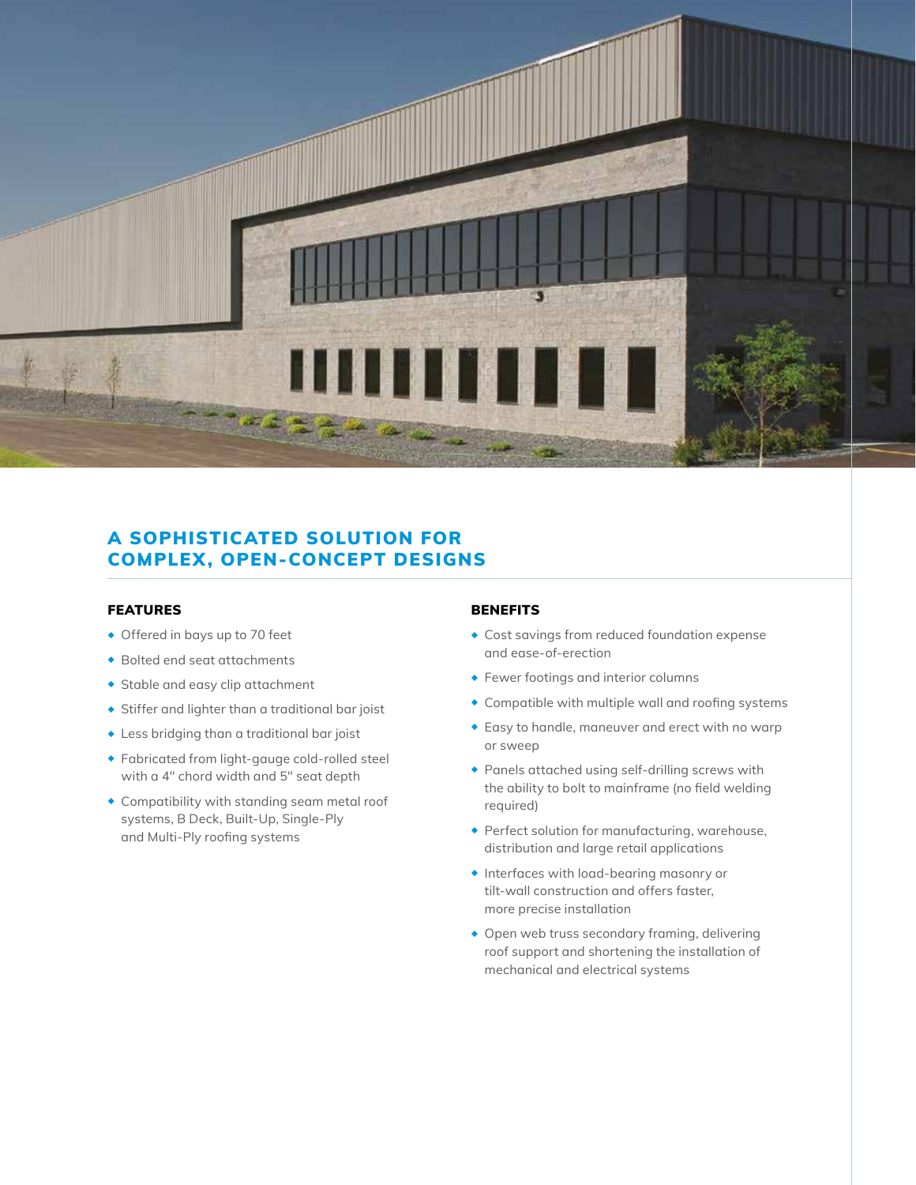## A SOPHISTICATED SOLUTION FOR COMPLEX, OPEN-CONCEPT DESIGNS

### FEATURES

- Offered in bays up to 70 feet
- Bolted end seat attachments
- Stable and easy clip attachment
- Stiffer and lighter than a traditional bar joist
- Less bridging than a traditional bar joist
- Fabricated from light-gauge cold-rolled steel with a 4" chord width and 5" seat depth
- Compatibility with standing seam metal roof systems, B Deck, Built-Up, Single-Ply and Multi-Ply roofing systems

### BENEFITS

- Cost savings from reduced foundation expense and ease-of-erection
- Fewer footings and interior columns
- Compatible with multiple wall and roofing systems
- Easy to handle, maneuver and erect with no warp or sweep
- Panels attached using self-drilling screws with the ability to bolt to mainframe (no field welding required)
- Perfect solution for manufacturing, warehouse, distribution and large retail applications
- Interfaces with load-bearing masonry or tilt-wall construction and offers faster, more precise installation
- Open web truss secondary framing, delivering roof support and shortening the installation of mechanical and electrical systems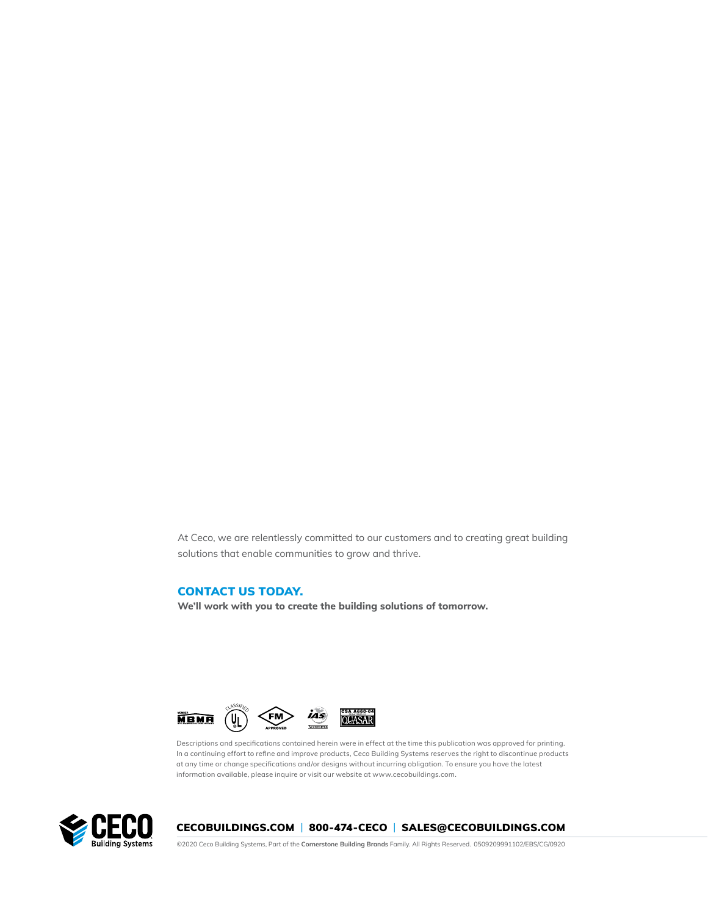At Ceco, we are relentlessly committed to our customers and to creating great building solutions that enable communities to grow and thrive.

## CONTACT US TODAY.

**We'll work with you to create the building solutions of tomorrow.**

Descriptions and specifications contained herein were in effect at the time this publication was approved for printing. In a continuing effort to refine and improve products, Ceco Building Systems reserves the right to discontinue products at any time or change specifications and/or designs without incurring obligation. To ensure you have the latest information available, please inquire or visit our website at www.cecobuildings.com.

**CECOBUILDINGS.COM | 800-474-CECO | SALES@CECOBUILDINGS.COM**

©2020 Ceco Building Systems, Part of the **Cornerstone Building Brands** Family. All Rights Reserved. 0509209991102/EBS/CG/0920